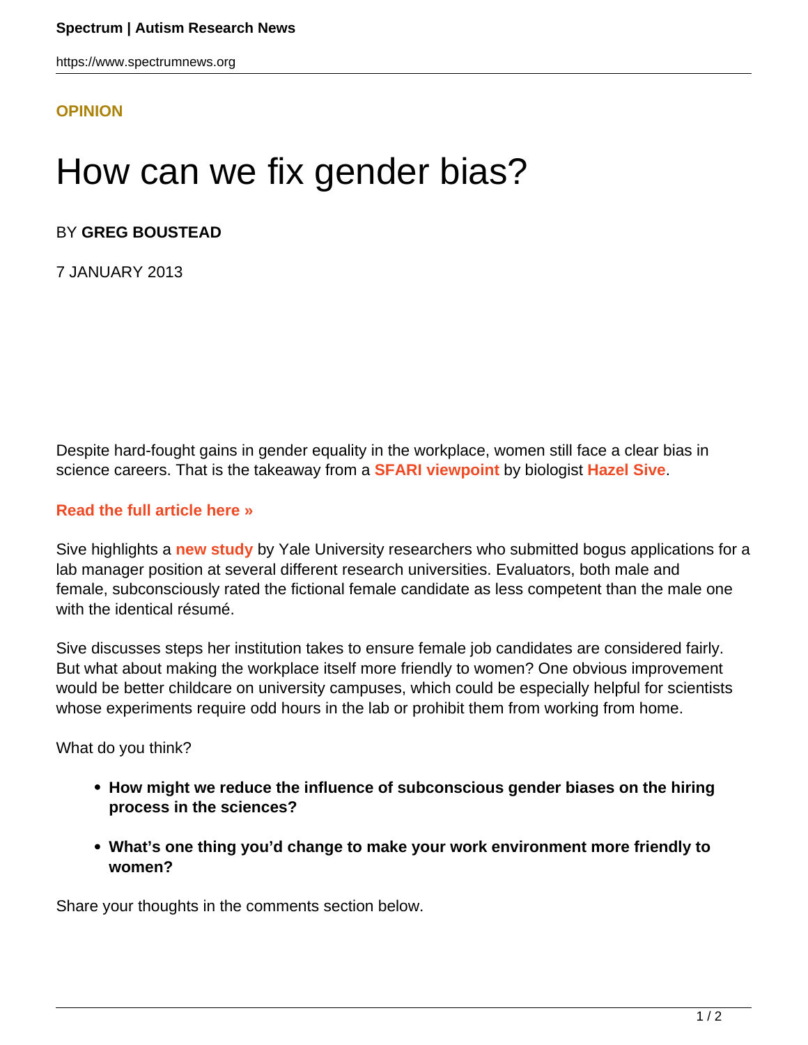**OPINION**

# How can we fix gender bias?

BY **GREG BOUSTEAD**

7 JANUARY 2013

Despite hard-fought gains in gender equality in the workplace, women still face a clear bias in science careers. That is the takeaway from a **SFARI viewpoint** by biologist **Hazel Sive**.

**Read the full article here »**

Sive highlights a **new study** by Yale University researchers who submitted bogus applications for a lab manager position at several different research universities. Evaluators, both male and female, subconsciously rated the fictional female candidate as less competent than the male one with the identical résumé.

Sive discusses steps her institution takes to ensure female job candidates are considered fairly. But what about making the workplace itself more friendly to women? One obvious improvement would be better childcare on university campuses, which could be especially helpful for scientists whose experiments require odd hours in the lab or prohibit them from working from home.

What do you think?

- **How might we reduce the influence of subconscious gender biases on the hiring process in the sciences?**
- **What's one thing you'd change to make your work environment more friendly to women?**

Share your thoughts in the comments section below.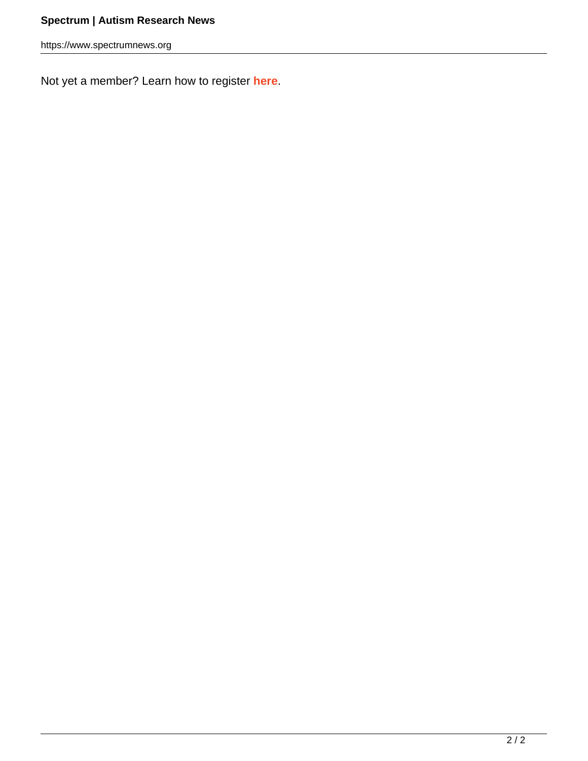Not yet a member? Learn how to register **here**.